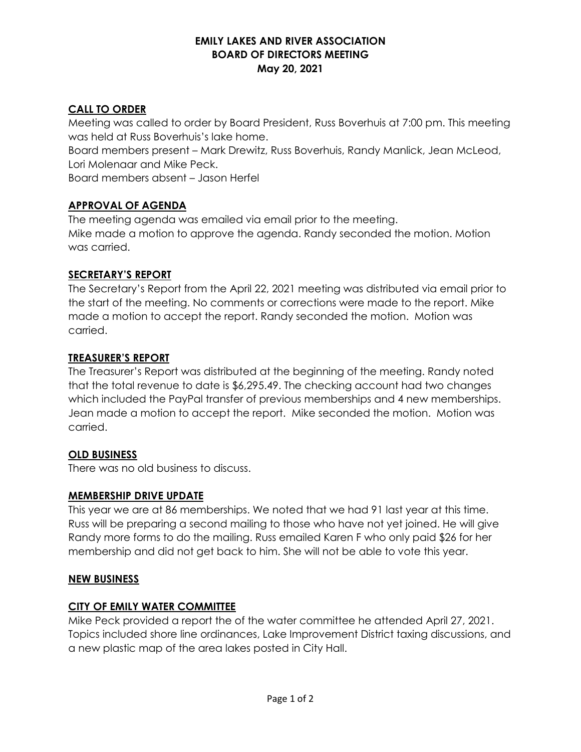# EMILY LAKES AND RIVER ASSOCIATION
## BOARD OF DIRECTORS MEETING
### May 20, 2021

## CALL TO ORDER

Meeting was called to order by Board President, Russ Boverhuis at 7:00 pm. This meeting was held at Russ Boverhuis's lake home.

Board members present – Mark Drewitz, Russ Boverhuis, Randy Manlick, Jean McLeod, Lori Molenaar and Mike Peck.

Board members absent – Jason Herfel

## APPROVAL OF AGENDA

The meeting agenda was emailed via email prior to the meeting.

Mike made a motion to approve the agenda. Randy seconded the motion. Motion was carried.

## SECRETARY'S REPORT

The Secretary's Report from the April 22, 2021 meeting was distributed via email prior to the start of the meeting. No comments or corrections were made to the report. Mike made a motion to accept the report. Randy seconded the motion. Motion was carried.

## TREASURER'S REPORT

The Treasurer's Report was distributed at the beginning of the meeting. Randy noted that the total revenue to date is $6,295.49. The checking account had two changes which included the PayPal transfer of previous memberships and 4 new memberships. Jean made a motion to accept the report. Mike seconded the motion. Motion was carried.

## OLD BUSINESS

There was no old business to discuss.

## MEMBERSHIP DRIVE UPDATE

This year we are at 86 memberships. We noted that we had 91 last year at this time. Russ will be preparing a second mailing to those who have not yet joined. He will give Randy more forms to do the mailing. Russ emailed Karen F who only paid $26 for her membership and did not get back to him. She will not be able to vote this year.

## NEW BUSINESS

## CITY OF EMILY WATER COMMITTEE

Mike Peck provided a report the of the water committee he attended April 27, 2021. Topics included shore line ordinances, Lake Improvement District taxing discussions, and a new plastic map of the area lakes posted in City Hall.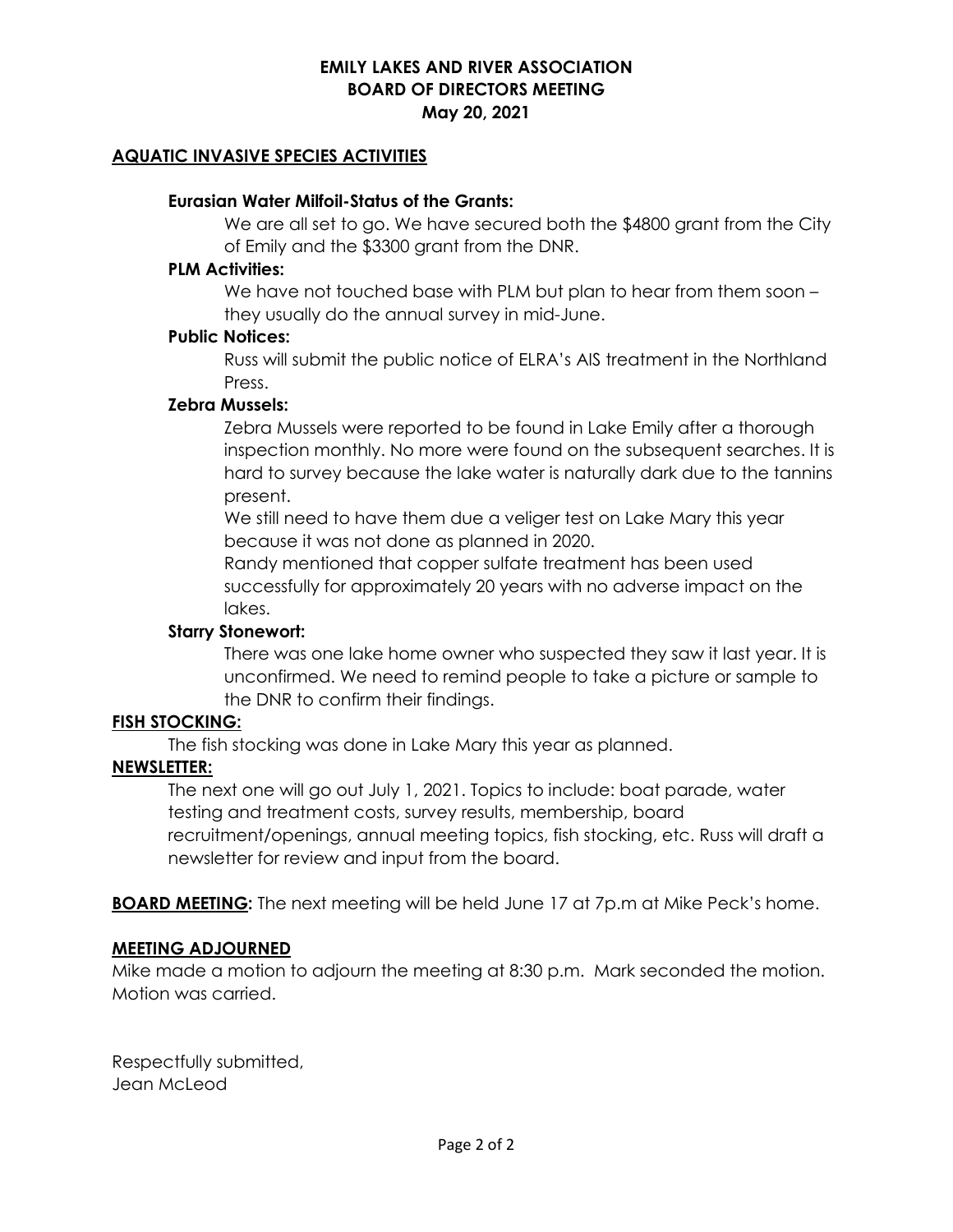**EMILY LAKES AND RIVER ASSOCIATION**
**BOARD OF DIRECTORS MEETING**
**May 20, 2021**

## AQUATIC INVASIVE SPECIES ACTIVITIES

**Eurasian Water Milfoil-Status of the Grants:**

We are all set to go. We have secured both the $4800 grant from the City of Emily and the $3300 grant from the DNR.

**PLM Activities:**

We have not touched base with PLM but plan to hear from them soon – they usually do the annual survey in mid-June.

**Public Notices:**

Russ will submit the public notice of ELRA's AIS treatment in the Northland Press.

**Zebra Mussels:**

Zebra Mussels were reported to be found in Lake Emily after a thorough inspection monthly. No more were found on the subsequent searches. It is hard to survey because the lake water is naturally dark due to the tannins present.

We still need to have them due a veliger test on Lake Mary this year because it was not done as planned in 2020.

Randy mentioned that copper sulfate treatment has been used successfully for approximately 20 years with no adverse impact on the lakes.

**Starry Stonewort:**

There was one lake home owner who suspected they saw it last year. It is unconfirmed. We need to remind people to take a picture or sample to the DNR to confirm their findings.

## FISH STOCKING:

The fish stocking was done in Lake Mary this year as planned.

## NEWSLETTER:

The next one will go out July 1, 2021. Topics to include: boat parade, water testing and treatment costs, survey results, membership, board recruitment/openings, annual meeting topics, fish stocking, etc. Russ will draft a newsletter for review and input from the board.

**BOARD MEETING:** The next meeting will be held June 17 at 7p.m at Mike Peck's home.

## MEETING ADJOURNED

Mike made a motion to adjourn the meeting at 8:30 p.m. Mark seconded the motion. Motion was carried.

Respectfully submitted,
Jean McLeod